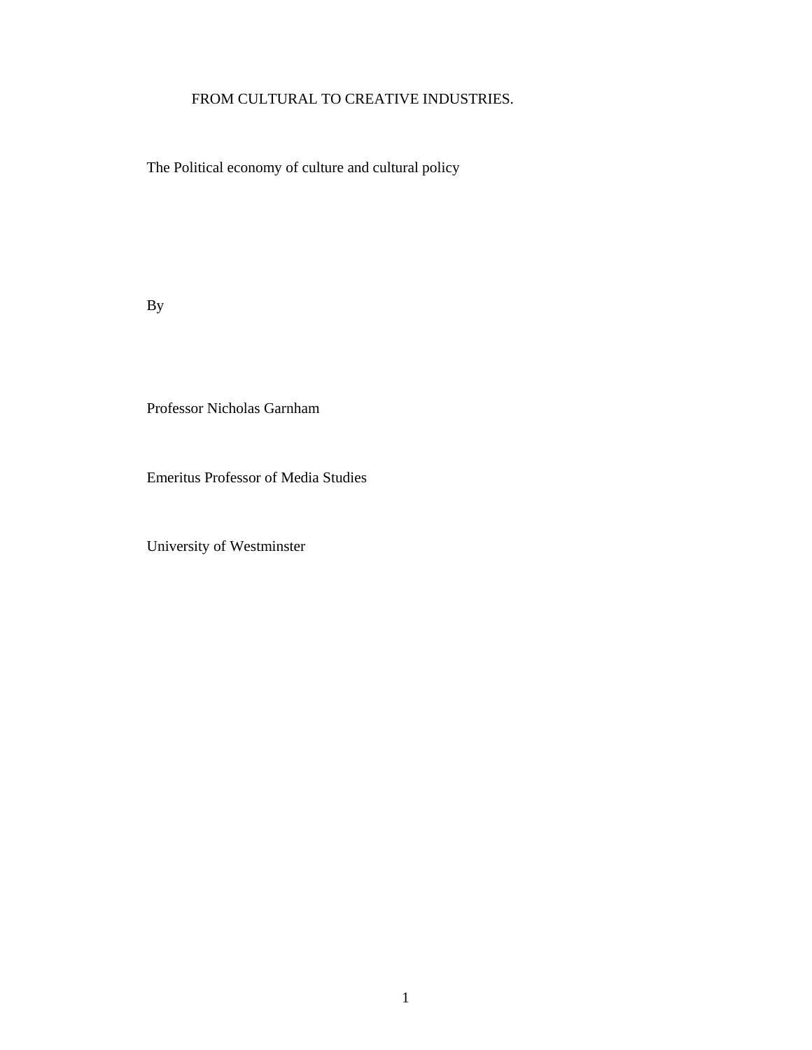# FROM CULTURAL TO CREATIVE INDUSTRIES.

The Political economy of culture and cultural policy

By

Professor Nicholas Garnham

Emeritus Professor of Media Studies

University of Westminster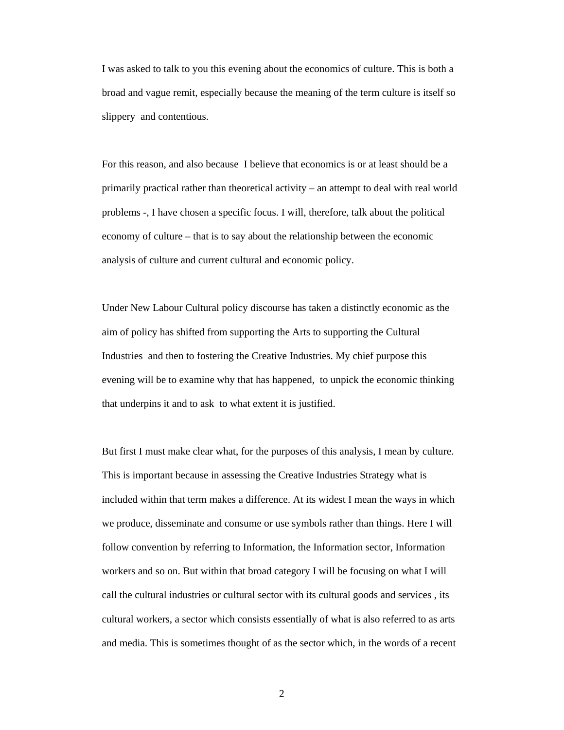I was asked to talk to you this evening about the economics of culture. This is both a broad and vague remit, especially because the meaning of the term culture is itself so slippery and contentious.

For this reason, and also because I believe that economics is or at least should be a primarily practical rather than theoretical activity – an attempt to deal with real world problems -, I have chosen a specific focus. I will, therefore, talk about the political economy of culture – that is to say about the relationship between the economic analysis of culture and current cultural and economic policy.

Under New Labour Cultural policy discourse has taken a distinctly economic as the aim of policy has shifted from supporting the Arts to supporting the Cultural Industries and then to fostering the Creative Industries. My chief purpose this evening will be to examine why that has happened, to unpick the economic thinking that underpins it and to ask to what extent it is justified.

But first I must make clear what, for the purposes of this analysis, I mean by culture. This is important because in assessing the Creative Industries Strategy what is included within that term makes a difference. At its widest I mean the ways in which we produce, disseminate and consume or use symbols rather than things. Here I will follow convention by referring to Information, the Information sector, Information workers and so on. But within that broad category I will be focusing on what I will call the cultural industries or cultural sector with its cultural goods and services , its cultural workers, a sector which consists essentially of what is also referred to as arts and media. This is sometimes thought of as the sector which, in the words of a recent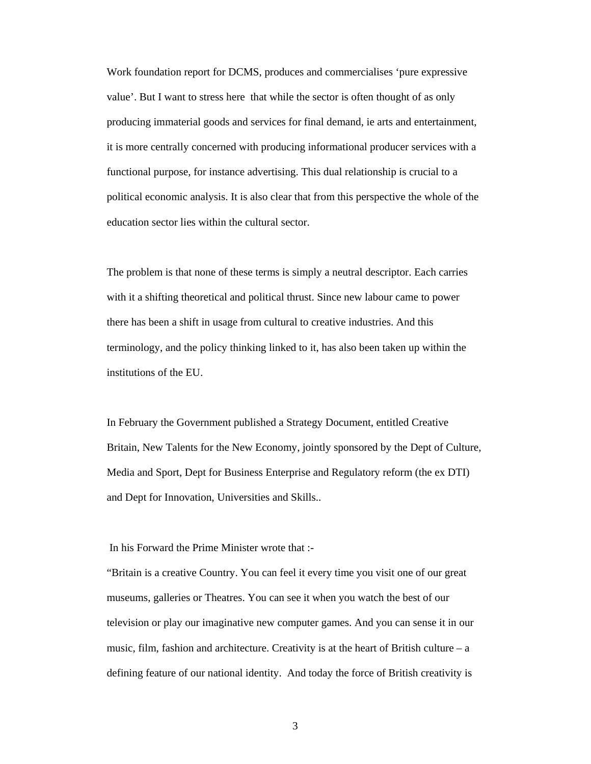Work foundation report for DCMS, produces and commercialises 'pure expressive value'. But I want to stress here that while the sector is often thought of as only producing immaterial goods and services for final demand, ie arts and entertainment, it is more centrally concerned with producing informational producer services with a functional purpose, for instance advertising. This dual relationship is crucial to a political economic analysis. It is also clear that from this perspective the whole of the education sector lies within the cultural sector.

The problem is that none of these terms is simply a neutral descriptor. Each carries with it a shifting theoretical and political thrust. Since new labour came to power there has been a shift in usage from cultural to creative industries. And this terminology, and the policy thinking linked to it, has also been taken up within the institutions of the EU.

In February the Government published a Strategy Document, entitled Creative Britain, New Talents for the New Economy, jointly sponsored by the Dept of Culture, Media and Sport, Dept for Business Enterprise and Regulatory reform (the ex DTI) and Dept for Innovation, Universities and Skills..

In his Forward the Prime Minister wrote that :-

"Britain is a creative Country. You can feel it every time you visit one of our great museums, galleries or Theatres. You can see it when you watch the best of our television or play our imaginative new computer games. And you can sense it in our music, film, fashion and architecture. Creativity is at the heart of British culture – a defining feature of our national identity. And today the force of British creativity is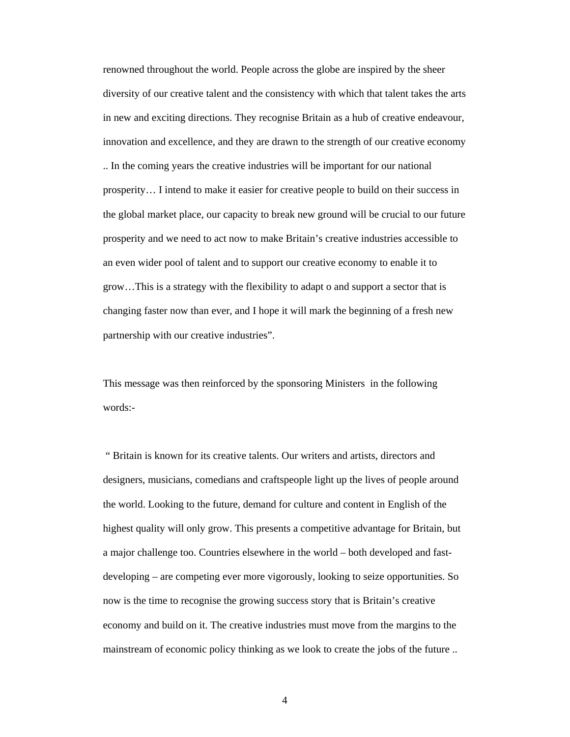renowned throughout the world. People across the globe are inspired by the sheer diversity of our creative talent and the consistency with which that talent takes the arts in new and exciting directions. They recognise Britain as a hub of creative endeavour, innovation and excellence, and they are drawn to the strength of our creative economy .. In the coming years the creative industries will be important for our national prosperity… I intend to make it easier for creative people to build on their success in the global market place, our capacity to break new ground will be crucial to our future prosperity and we need to act now to make Britain's creative industries accessible to an even wider pool of talent and to support our creative economy to enable it to grow…This is a strategy with the flexibility to adapt o and support a sector that is changing faster now than ever, and I hope it will mark the beginning of a fresh new partnership with our creative industries".

This message was then reinforced by the sponsoring Ministers in the following words:-

" Britain is known for its creative talents. Our writers and artists, directors and designers, musicians, comedians and craftspeople light up the lives of people around the world. Looking to the future, demand for culture and content in English of the highest quality will only grow. This presents a competitive advantage for Britain, but a major challenge too. Countries elsewhere in the world – both developed and fast-developing – are competing ever more vigorously, looking to seize opportunities. So now is the time to recognise the growing success story that is Britain's creative economy and build on it. The creative industries must move from the margins to the mainstream of economic policy thinking as we look to create the jobs of the future ..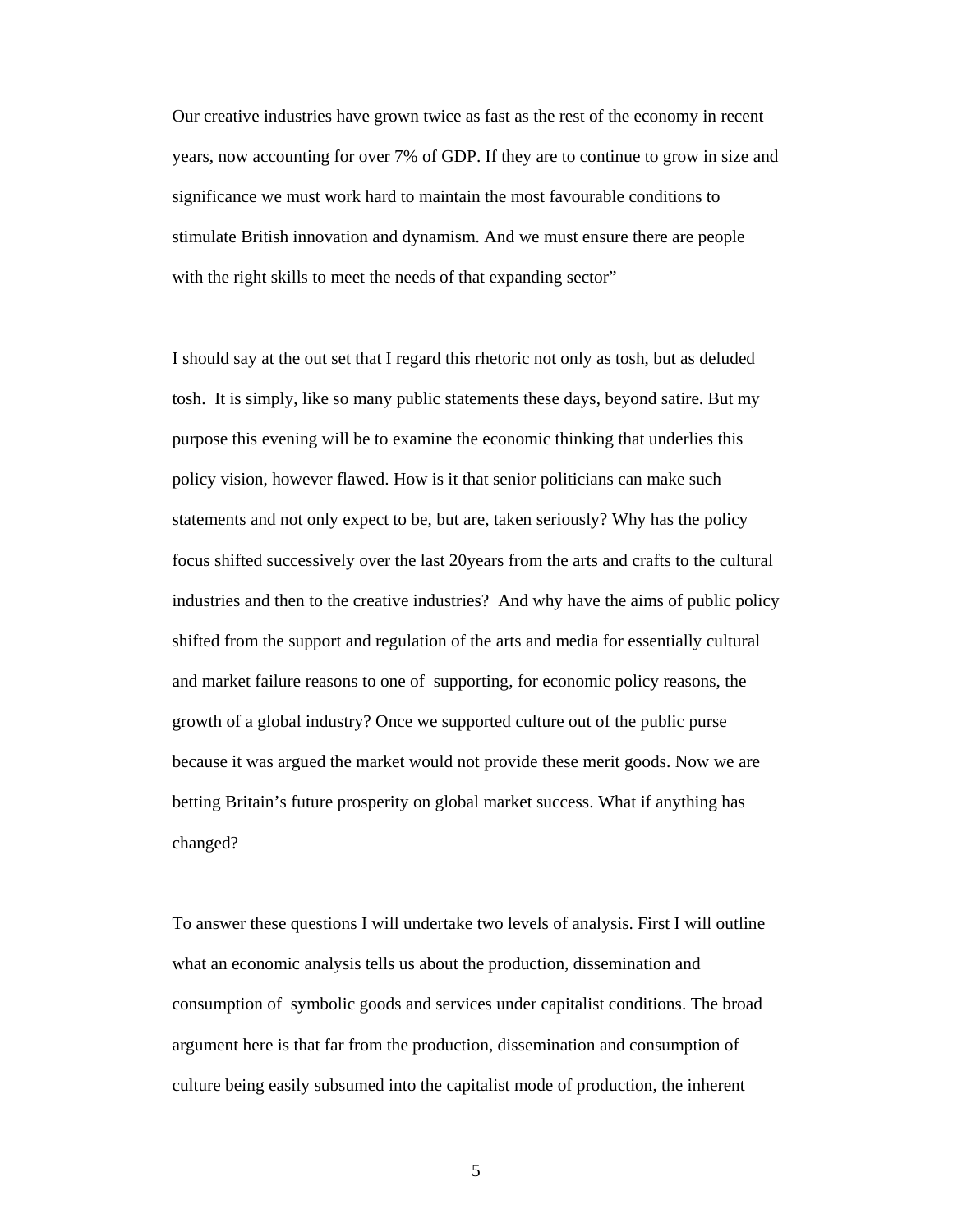Our creative industries have grown twice as fast as the rest of the economy in recent years, now accounting for over 7% of GDP. If they are to continue to grow in size and significance we must work hard to maintain the most favourable conditions to stimulate British innovation and dynamism. And we must ensure there are people with the right skills to meet the needs of that expanding sector"

I should say at the out set that I regard this rhetoric not only as tosh, but as deluded tosh. It is simply, like so many public statements these days, beyond satire. But my purpose this evening will be to examine the economic thinking that underlies this policy vision, however flawed. How is it that senior politicians can make such statements and not only expect to be, but are, taken seriously? Why has the policy focus shifted successively over the last 20years from the arts and crafts to the cultural industries and then to the creative industries? And why have the aims of public policy shifted from the support and regulation of the arts and media for essentially cultural and market failure reasons to one of supporting, for economic policy reasons, the growth of a global industry? Once we supported culture out of the public purse because it was argued the market would not provide these merit goods. Now we are betting Britain's future prosperity on global market success. What if anything has changed?

To answer these questions I will undertake two levels of analysis. First I will outline what an economic analysis tells us about the production, dissemination and consumption of symbolic goods and services under capitalist conditions. The broad argument here is that far from the production, dissemination and consumption of culture being easily subsumed into the capitalist mode of production, the inherent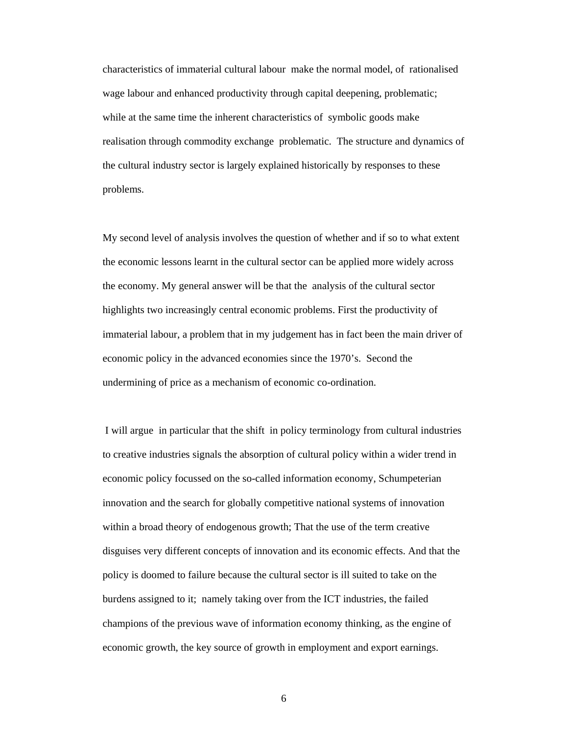characteristics of immaterial cultural labour make the normal model, of rationalised wage labour and enhanced productivity through capital deepening, problematic; while at the same time the inherent characteristics of symbolic goods make realisation through commodity exchange problematic. The structure and dynamics of the cultural industry sector is largely explained historically by responses to these problems.

My second level of analysis involves the question of whether and if so to what extent the economic lessons learnt in the cultural sector can be applied more widely across the economy. My general answer will be that the analysis of the cultural sector highlights two increasingly central economic problems. First the productivity of immaterial labour, a problem that in my judgement has in fact been the main driver of economic policy in the advanced economies since the 1970's. Second the undermining of price as a mechanism of economic co-ordination.

I will argue in particular that the shift in policy terminology from cultural industries to creative industries signals the absorption of cultural policy within a wider trend in economic policy focussed on the so-called information economy, Schumpeterian innovation and the search for globally competitive national systems of innovation within a broad theory of endogenous growth; That the use of the term creative disguises very different concepts of innovation and its economic effects. And that the policy is doomed to failure because the cultural sector is ill suited to take on the burdens assigned to it; namely taking over from the ICT industries, the failed champions of the previous wave of information economy thinking, as the engine of economic growth, the key source of growth in employment and export earnings.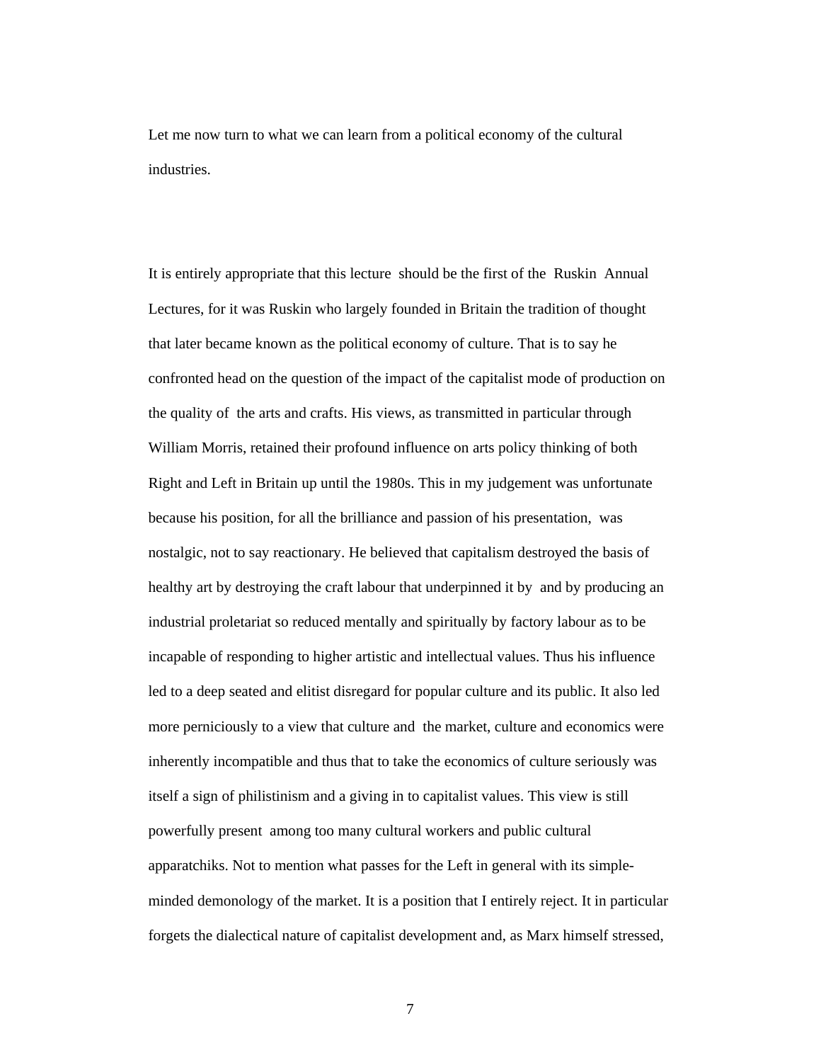Let me now turn to what we can learn from a political economy of the cultural industries.

It is entirely appropriate that this lecture should be the first of the Ruskin Annual Lectures, for it was Ruskin who largely founded in Britain the tradition of thought that later became known as the political economy of culture. That is to say he confronted head on the question of the impact of the capitalist mode of production on the quality of the arts and crafts. His views, as transmitted in particular through William Morris, retained their profound influence on arts policy thinking of both Right and Left in Britain up until the 1980s. This in my judgement was unfortunate because his position, for all the brilliance and passion of his presentation, was nostalgic, not to say reactionary. He believed that capitalism destroyed the basis of healthy art by destroying the craft labour that underpinned it by and by producing an industrial proletariat so reduced mentally and spiritually by factory labour as to be incapable of responding to higher artistic and intellectual values. Thus his influence led to a deep seated and elitist disregard for popular culture and its public. It also led more perniciously to a view that culture and the market, culture and economics were inherently incompatible and thus that to take the economics of culture seriously was itself a sign of philistinism and a giving in to capitalist values. This view is still powerfully present among too many cultural workers and public cultural apparatchiks. Not to mention what passes for the Left in general with its simple-minded demonology of the market. It is a position that I entirely reject. It in particular forgets the dialectical nature of capitalist development and, as Marx himself stressed,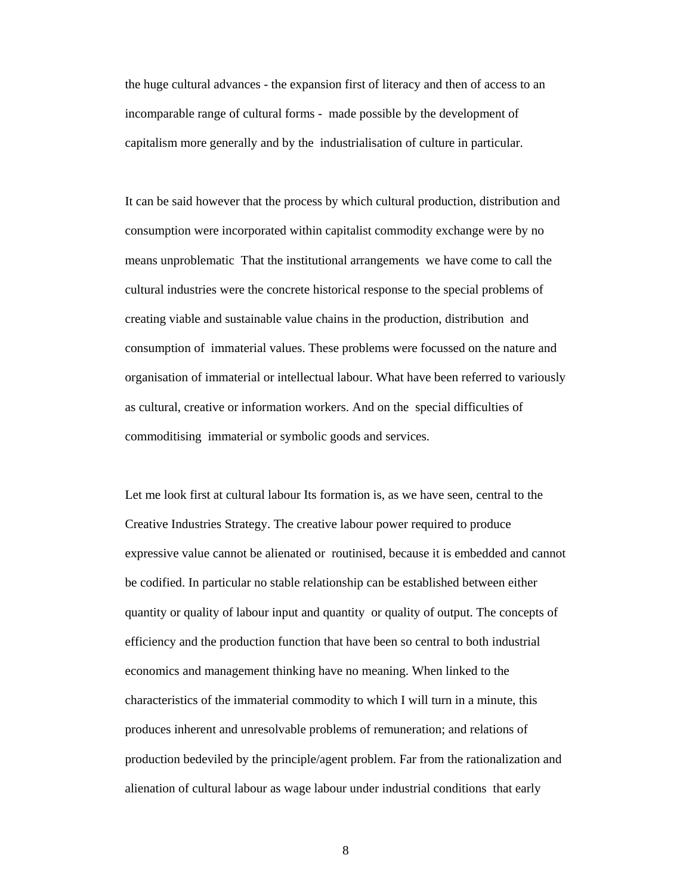the huge cultural advances - the expansion first of literacy and then of access to an incomparable range of cultural forms - made possible by the development of capitalism more generally and by the industrialisation of culture in particular.

It can be said however that the process by which cultural production, distribution and consumption were incorporated within capitalist commodity exchange were by no means unproblematic That the institutional arrangements we have come to call the cultural industries were the concrete historical response to the special problems of creating viable and sustainable value chains in the production, distribution and consumption of immaterial values. These problems were focussed on the nature and organisation of immaterial or intellectual labour. What have been referred to variously as cultural, creative or information workers. And on the special difficulties of commoditising immaterial or symbolic goods and services.

Let me look first at cultural labour Its formation is, as we have seen, central to the Creative Industries Strategy. The creative labour power required to produce expressive value cannot be alienated or routinised, because it is embedded and cannot be codified. In particular no stable relationship can be established between either quantity or quality of labour input and quantity or quality of output. The concepts of efficiency and the production function that have been so central to both industrial economics and management thinking have no meaning. When linked to the characteristics of the immaterial commodity to which I will turn in a minute, this produces inherent and unresolvable problems of remuneration; and relations of production bedeviled by the principle/agent problem. Far from the rationalization and alienation of cultural labour as wage labour under industrial conditions that early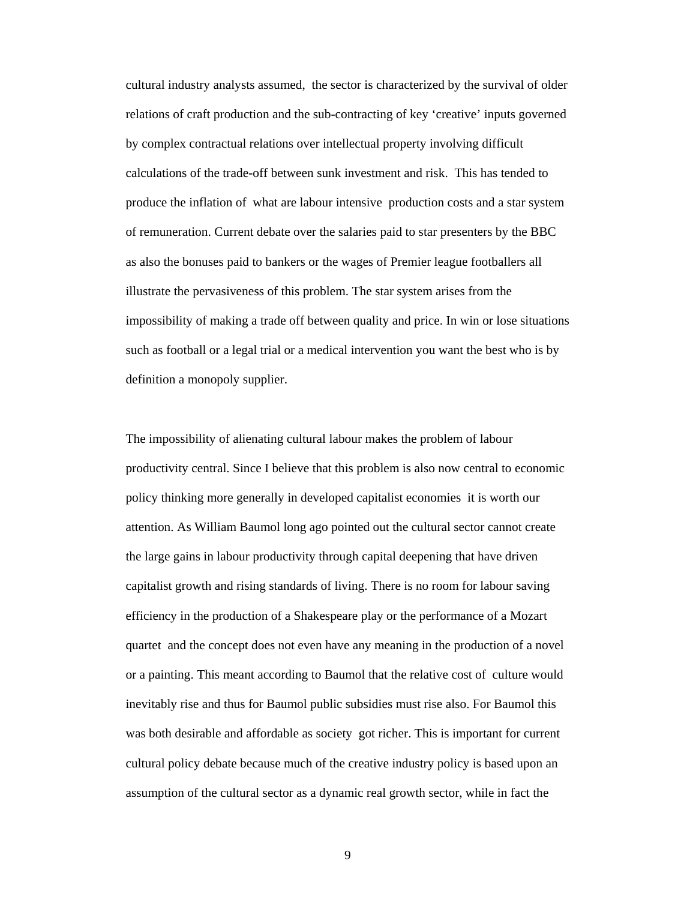cultural industry analysts assumed, the sector is characterized by the survival of older relations of craft production and the sub-contracting of key 'creative' inputs governed by complex contractual relations over intellectual property involving difficult calculations of the trade-off between sunk investment and risk. This has tended to produce the inflation of what are labour intensive production costs and a star system of remuneration. Current debate over the salaries paid to star presenters by the BBC as also the bonuses paid to bankers or the wages of Premier league footballers all illustrate the pervasiveness of this problem. The star system arises from the impossibility of making a trade off between quality and price. In win or lose situations such as football or a legal trial or a medical intervention you want the best who is by definition a monopoly supplier.

The impossibility of alienating cultural labour makes the problem of labour productivity central. Since I believe that this problem is also now central to economic policy thinking more generally in developed capitalist economies it is worth our attention. As William Baumol long ago pointed out the cultural sector cannot create the large gains in labour productivity through capital deepening that have driven capitalist growth and rising standards of living. There is no room for labour saving efficiency in the production of a Shakespeare play or the performance of a Mozart quartet and the concept does not even have any meaning in the production of a novel or a painting. This meant according to Baumol that the relative cost of culture would inevitably rise and thus for Baumol public subsidies must rise also. For Baumol this was both desirable and affordable as society got richer. This is important for current cultural policy debate because much of the creative industry policy is based upon an assumption of the cultural sector as a dynamic real growth sector, while in fact the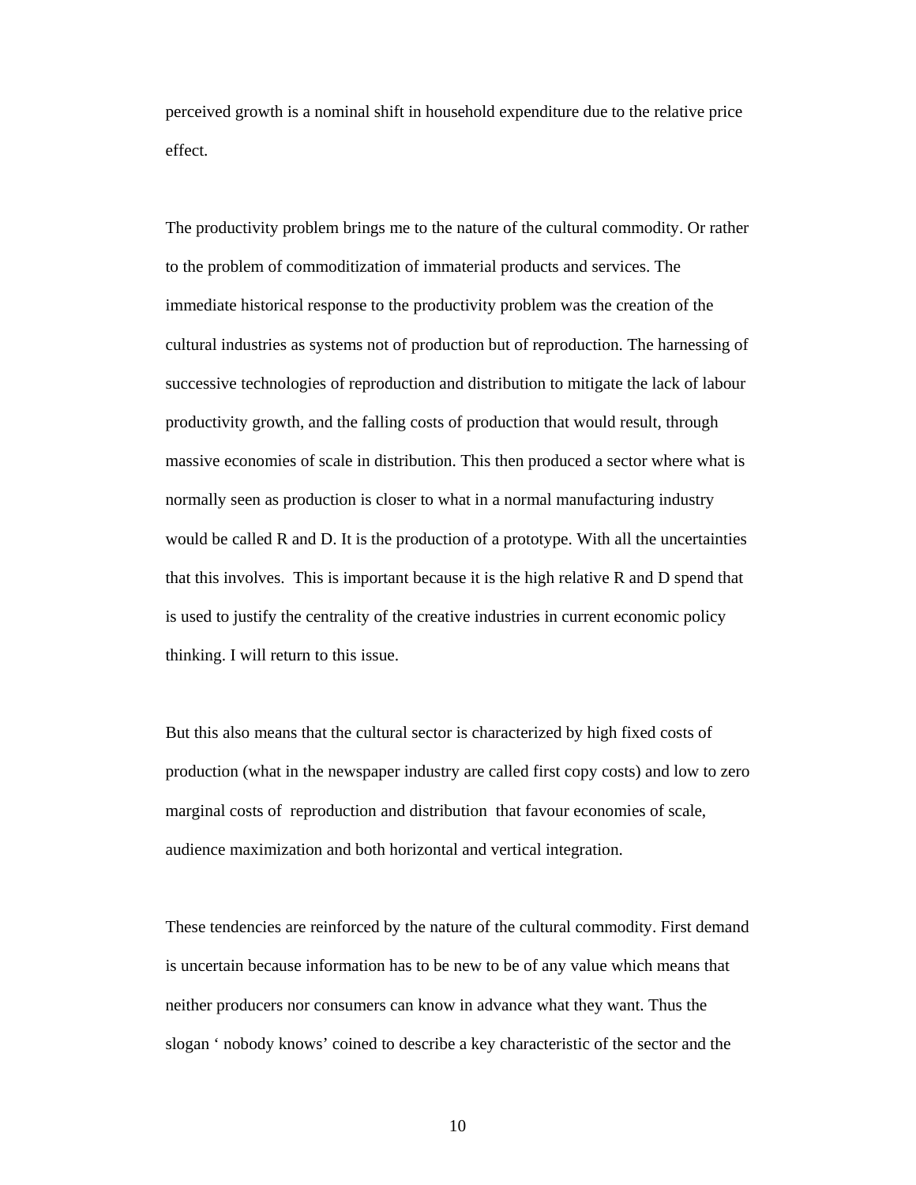perceived growth is a nominal shift in household expenditure due to the relative price effect.

The productivity problem brings me to the nature of the cultural commodity. Or rather to the problem of commoditization of immaterial products and services. The immediate historical response to the productivity problem was the creation of the cultural industries as systems not of production but of reproduction. The harnessing of successive technologies of reproduction and distribution to mitigate the lack of labour productivity growth, and the falling costs of production that would result, through massive economies of scale in distribution. This then produced a sector where what is normally seen as production is closer to what in a normal manufacturing industry would be called R and D. It is the production of a prototype. With all the uncertainties that this involves. This is important because it is the high relative R and D spend that is used to justify the centrality of the creative industries in current economic policy thinking. I will return to this issue.

But this also means that the cultural sector is characterized by high fixed costs of production (what in the newspaper industry are called first copy costs) and low to zero marginal costs of reproduction and distribution that favour economies of scale, audience maximization and both horizontal and vertical integration.

These tendencies are reinforced by the nature of the cultural commodity. First demand is uncertain because information has to be new to be of any value which means that neither producers nor consumers can know in advance what they want. Thus the slogan ‘ nobody knows’ coined to describe a key characteristic of the sector and the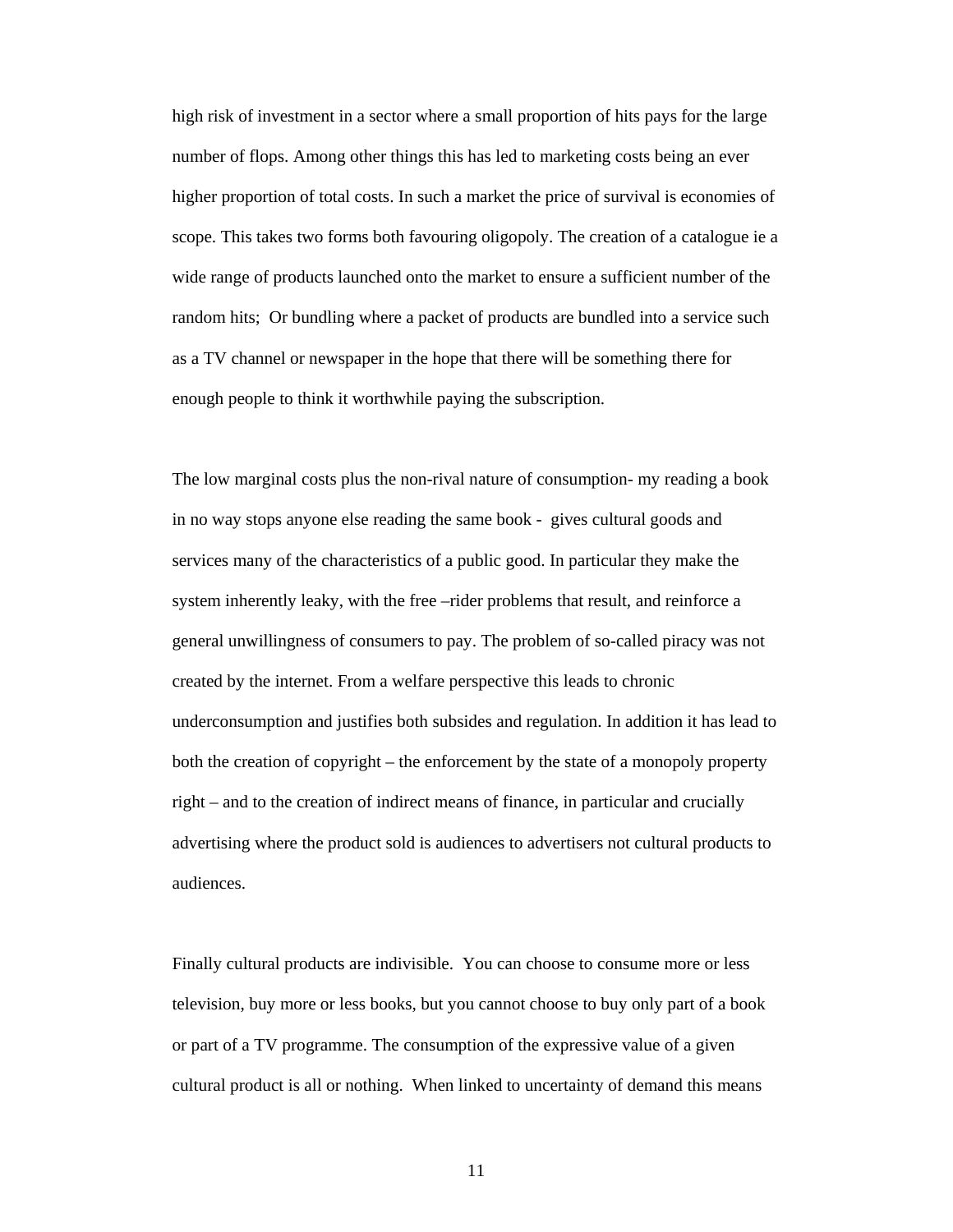high risk of investment in a sector where a small proportion of hits pays for the large number of flops. Among other things this has led to marketing costs being an ever higher proportion of total costs. In such a market the price of survival is economies of scope. This takes two forms both favouring oligopoly. The creation of a catalogue ie a wide range of products launched onto the market to ensure a sufficient number of the random hits; Or bundling where a packet of products are bundled into a service such as a TV channel or newspaper in the hope that there will be something there for enough people to think it worthwhile paying the subscription.

The low marginal costs plus the non-rival nature of consumption- my reading a book in no way stops anyone else reading the same book - gives cultural goods and services many of the characteristics of a public good. In particular they make the system inherently leaky, with the free –rider problems that result, and reinforce a general unwillingness of consumers to pay. The problem of so-called piracy was not created by the internet. From a welfare perspective this leads to chronic underconsumption and justifies both subsides and regulation. In addition it has lead to both the creation of copyright – the enforcement by the state of a monopoly property right – and to the creation of indirect means of finance, in particular and crucially advertising where the product sold is audiences to advertisers not cultural products to audiences.

Finally cultural products are indivisible. You can choose to consume more or less television, buy more or less books, but you cannot choose to buy only part of a book or part of a TV programme. The consumption of the expressive value of a given cultural product is all or nothing. When linked to uncertainty of demand this means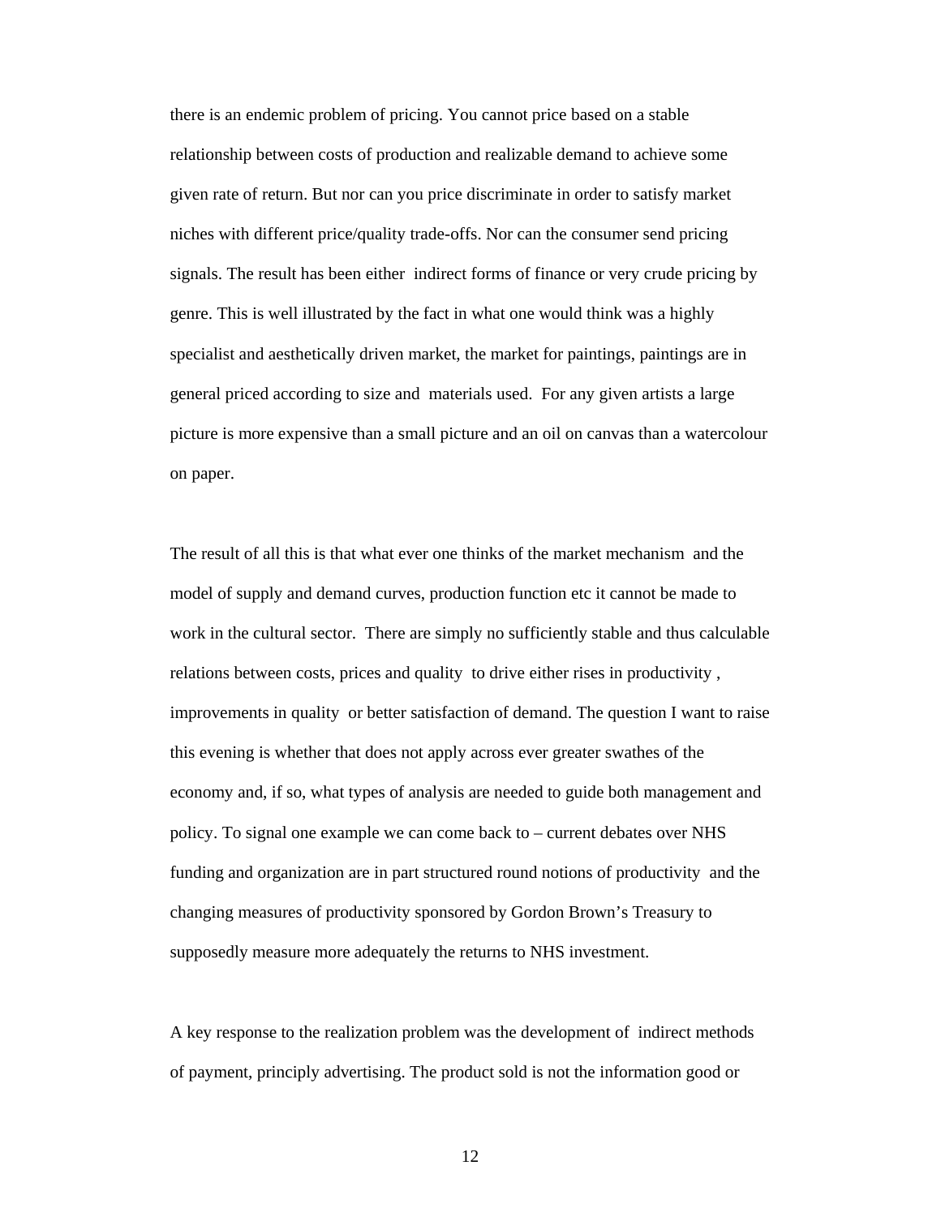there is an endemic problem of pricing. You cannot price based on a stable relationship between costs of production and realizable demand to achieve some given rate of return. But nor can you price discriminate in order to satisfy market niches with different price/quality trade-offs. Nor can the consumer send pricing signals. The result has been either indirect forms of finance or very crude pricing by genre. This is well illustrated by the fact in what one would think was a highly specialist and aesthetically driven market, the market for paintings, paintings are in general priced according to size and materials used. For any given artists a large picture is more expensive than a small picture and an oil on canvas than a watercolour on paper.

The result of all this is that what ever one thinks of the market mechanism and the model of supply and demand curves, production function etc it cannot be made to work in the cultural sector. There are simply no sufficiently stable and thus calculable relations between costs, prices and quality to drive either rises in productivity , improvements in quality or better satisfaction of demand. The question I want to raise this evening is whether that does not apply across ever greater swathes of the economy and, if so, what types of analysis are needed to guide both management and policy. To signal one example we can come back to – current debates over NHS funding and organization are in part structured round notions of productivity and the changing measures of productivity sponsored by Gordon Brown's Treasury to supposedly measure more adequately the returns to NHS investment.

A key response to the realization problem was the development of indirect methods of payment, principly advertising. The product sold is not the information good or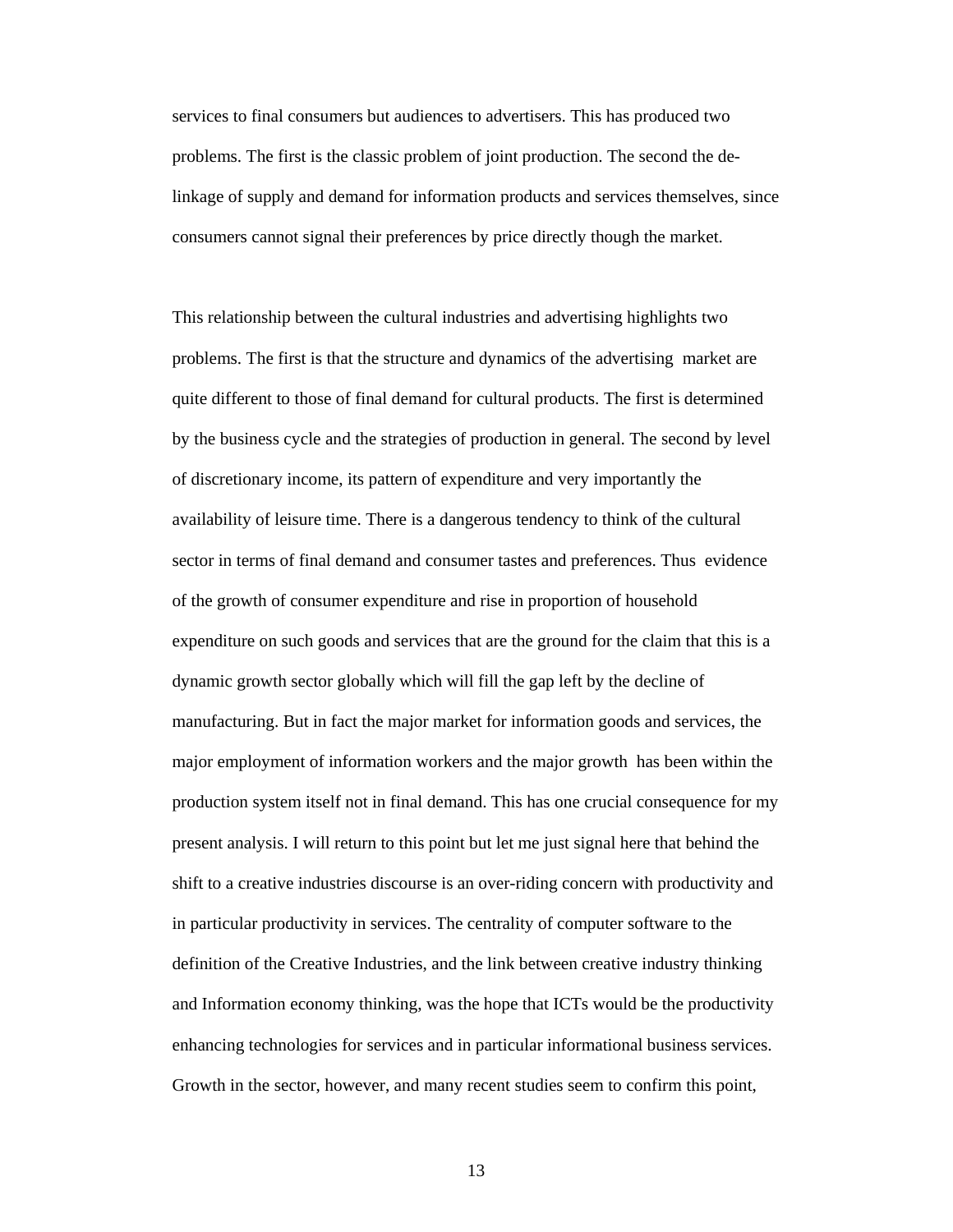services to final consumers but audiences to advertisers. This has produced two problems. The first is the classic problem of joint production. The second the de-linkage of supply and demand for information products and services themselves, since consumers cannot signal their preferences by price directly though the market.

This relationship between the cultural industries and advertising highlights two problems. The first is that the structure and dynamics of the advertising market are quite different to those of final demand for cultural products. The first is determined by the business cycle and the strategies of production in general. The second by level of discretionary income, its pattern of expenditure and very importantly the availability of leisure time. There is a dangerous tendency to think of the cultural sector in terms of final demand and consumer tastes and preferences. Thus evidence of the growth of consumer expenditure and rise in proportion of household expenditure on such goods and services that are the ground for the claim that this is a dynamic growth sector globally which will fill the gap left by the decline of manufacturing. But in fact the major market for information goods and services, the major employment of information workers and the major growth has been within the production system itself not in final demand. This has one crucial consequence for my present analysis. I will return to this point but let me just signal here that behind the shift to a creative industries discourse is an over-riding concern with productivity and in particular productivity in services. The centrality of computer software to the definition of the Creative Industries, and the link between creative industry thinking and Information economy thinking, was the hope that ICTs would be the productivity enhancing technologies for services and in particular informational business services. Growth in the sector, however, and many recent studies seem to confirm this point,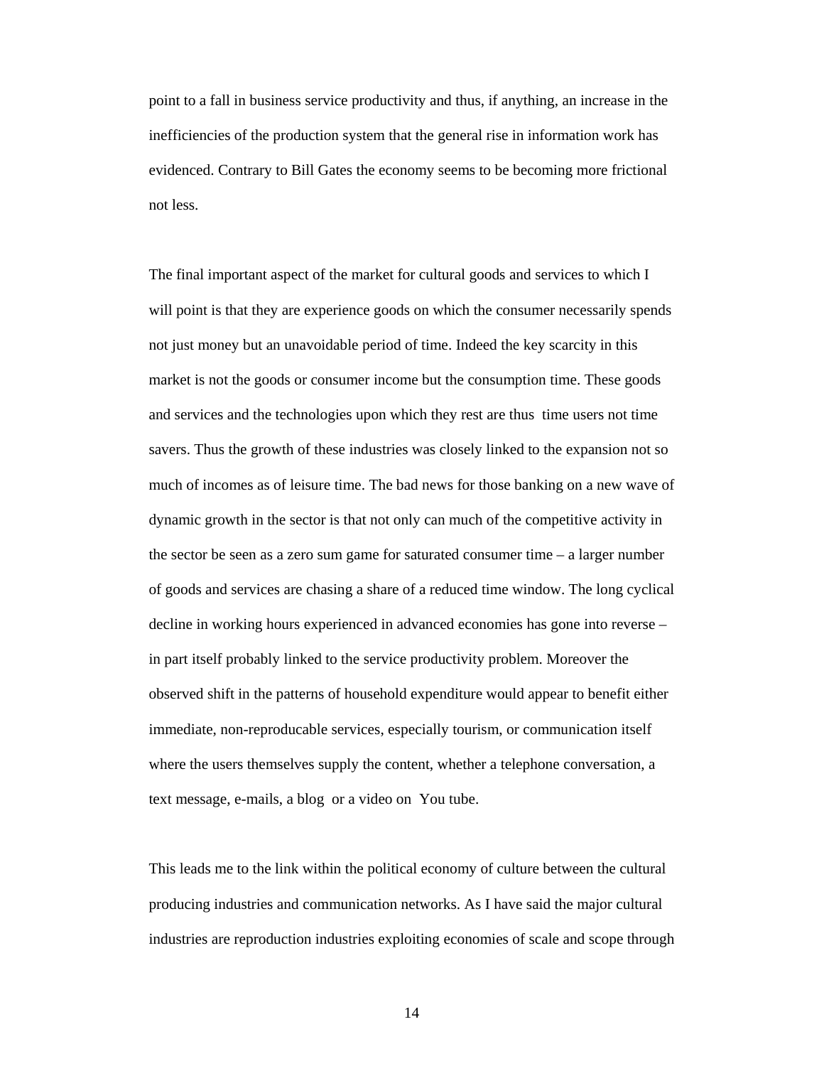point to a fall in business service productivity and thus, if anything, an increase in the inefficiencies of the production system that the general rise in information work has evidenced. Contrary to Bill Gates the economy seems to be becoming more frictional not less.

The final important aspect of the market for cultural goods and services to which I will point is that they are experience goods on which the consumer necessarily spends not just money but an unavoidable period of time. Indeed the key scarcity in this market is not the goods or consumer income but the consumption time. These goods and services and the technologies upon which they rest are thus time users not time savers. Thus the growth of these industries was closely linked to the expansion not so much of incomes as of leisure time. The bad news for those banking on a new wave of dynamic growth in the sector is that not only can much of the competitive activity in the sector be seen as a zero sum game for saturated consumer time – a larger number of goods and services are chasing a share of a reduced time window. The long cyclical decline in working hours experienced in advanced economies has gone into reverse – in part itself probably linked to the service productivity problem. Moreover the observed shift in the patterns of household expenditure would appear to benefit either immediate, non-reproducable services, especially tourism, or communication itself where the users themselves supply the content, whether a telephone conversation, a text message, e-mails, a blog or a video on You tube.

This leads me to the link within the political economy of culture between the cultural producing industries and communication networks. As I have said the major cultural industries are reproduction industries exploiting economies of scale and scope through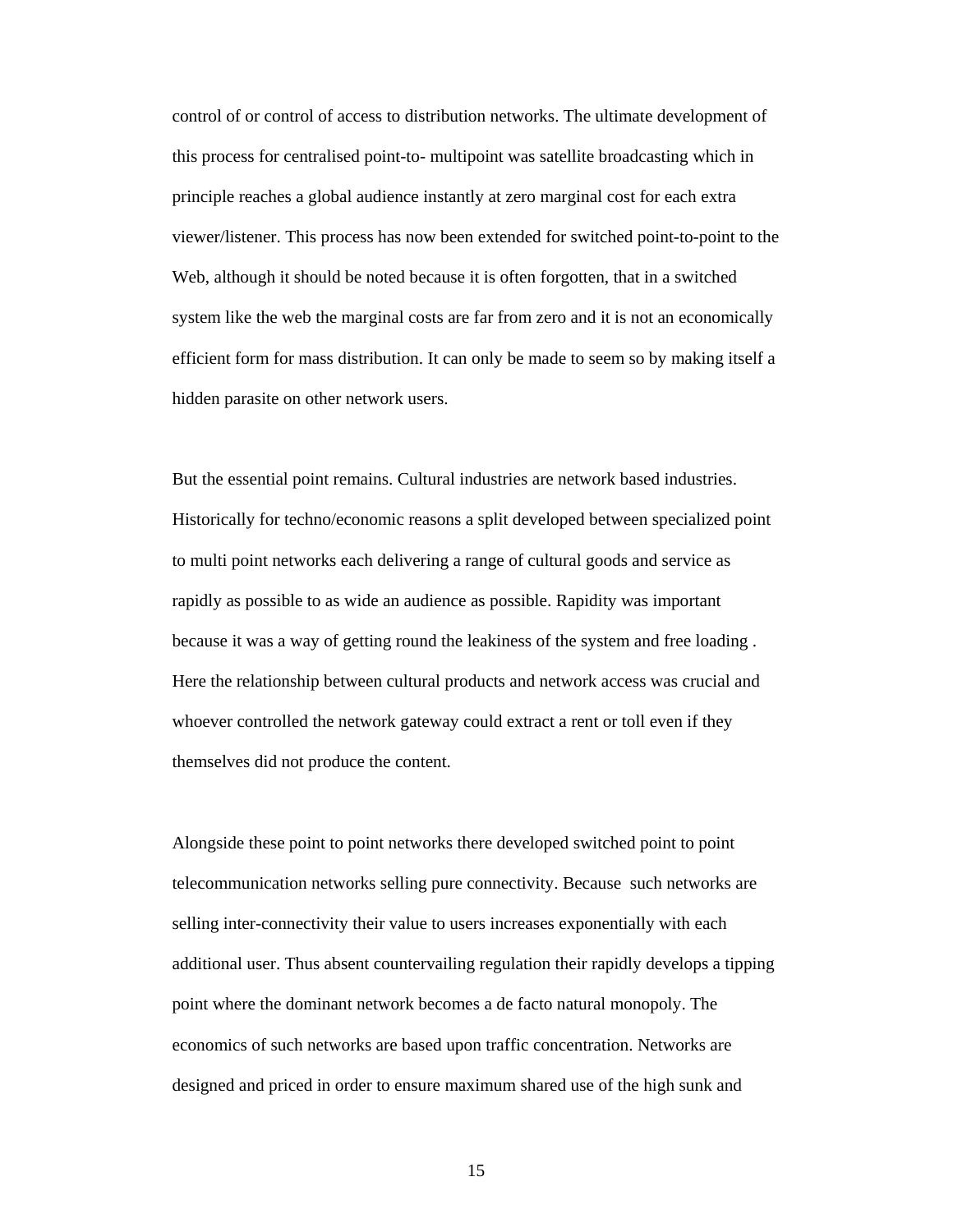control of or control of access to distribution networks. The ultimate development of this process for centralised point-to- multipoint was satellite broadcasting which in principle reaches a global audience instantly at zero marginal cost for each extra viewer/listener. This process has now been extended for switched point-to-point to the Web, although it should be noted because it is often forgotten, that in a switched system like the web the marginal costs are far from zero and it is not an economically efficient form for mass distribution. It can only be made to seem so by making itself a hidden parasite on other network users.

But the essential point remains. Cultural industries are network based industries. Historically for techno/economic reasons a split developed between specialized point to multi point networks each delivering a range of cultural goods and service as rapidly as possible to as wide an audience as possible. Rapidity was important because it was a way of getting round the leakiness of the system and free loading . Here the relationship between cultural products and network access was crucial and whoever controlled the network gateway could extract a rent or toll even if they themselves did not produce the content.

Alongside these point to point networks there developed switched point to point telecommunication networks selling pure connectivity. Because  such networks are selling inter-connectivity their value to users increases exponentially with each additional user. Thus absent countervailing regulation their rapidly develops a tipping point where the dominant network becomes a de facto natural monopoly. The economics of such networks are based upon traffic concentration. Networks are designed and priced in order to ensure maximum shared use of the high sunk and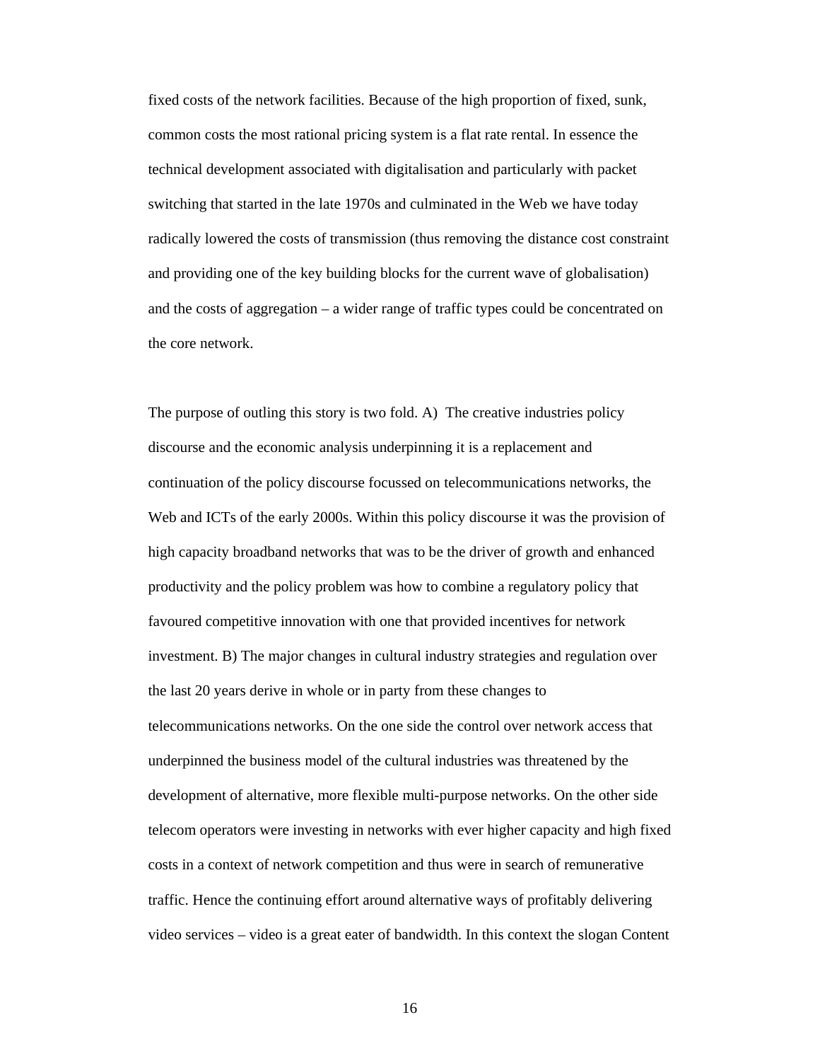fixed costs of the network facilities. Because of the high proportion of fixed, sunk, common costs the most rational pricing system is a flat rate rental. In essence the technical development associated with digitalisation and particularly with packet switching that started in the late 1970s and culminated in the Web we have today radically lowered the costs of transmission (thus removing the distance cost constraint and providing one of the key building blocks for the current wave of globalisation) and the costs of aggregation – a wider range of traffic types could be concentrated on the core network.

The purpose of outling this story is two fold. A) The creative industries policy discourse and the economic analysis underpinning it is a replacement and continuation of the policy discourse focussed on telecommunications networks, the Web and ICTs of the early 2000s. Within this policy discourse it was the provision of high capacity broadband networks that was to be the driver of growth and enhanced productivity and the policy problem was how to combine a regulatory policy that favoured competitive innovation with one that provided incentives for network investment. B) The major changes in cultural industry strategies and regulation over the last 20 years derive in whole or in party from these changes to telecommunications networks. On the one side the control over network access that underpinned the business model of the cultural industries was threatened by the development of alternative, more flexible multi-purpose networks. On the other side telecom operators were investing in networks with ever higher capacity and high fixed costs in a context of network competition and thus were in search of remunerative traffic. Hence the continuing effort around alternative ways of profitably delivering video services – video is a great eater of bandwidth. In this context the slogan Content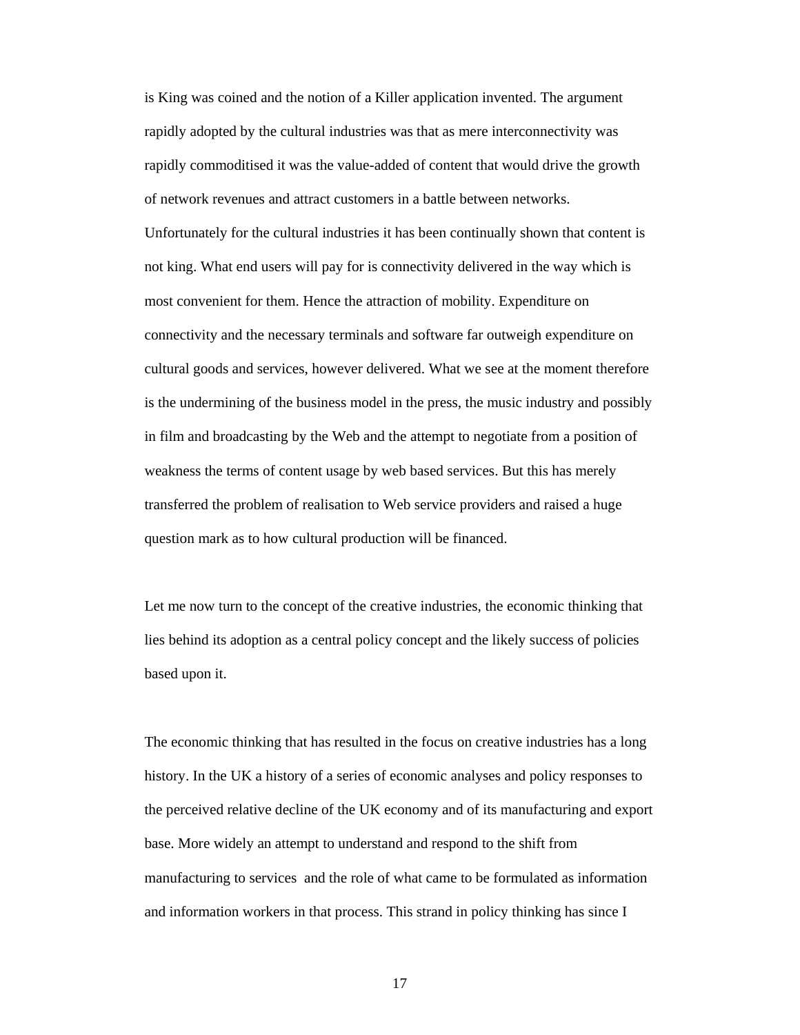is King was coined and the notion of a Killer application invented. The argument rapidly adopted by the cultural industries was that as mere interconnectivity was rapidly commoditised it was the value-added of content that would drive the growth of network revenues and attract customers in a battle between networks. Unfortunately for the cultural industries it has been continually shown that content is not king. What end users will pay for is connectivity delivered in the way which is most convenient for them. Hence the attraction of mobility. Expenditure on connectivity and the necessary terminals and software far outweigh expenditure on cultural goods and services, however delivered. What we see at the moment therefore is the undermining of the business model in the press, the music industry and possibly in film and broadcasting by the Web and the attempt to negotiate from a position of weakness the terms of content usage by web based services. But this has merely transferred the problem of realisation to Web service providers and raised a huge question mark as to how cultural production will be financed.

Let me now turn to the concept of the creative industries, the economic thinking that lies behind its adoption as a central policy concept and the likely success of policies based upon it.

The economic thinking that has resulted in the focus on creative industries has a long history. In the UK a history of a series of economic analyses and policy responses to the perceived relative decline of the UK economy and of its manufacturing and export base. More widely an attempt to understand and respond to the shift from manufacturing to services and the role of what came to be formulated as information and information workers in that process. This strand in policy thinking has since I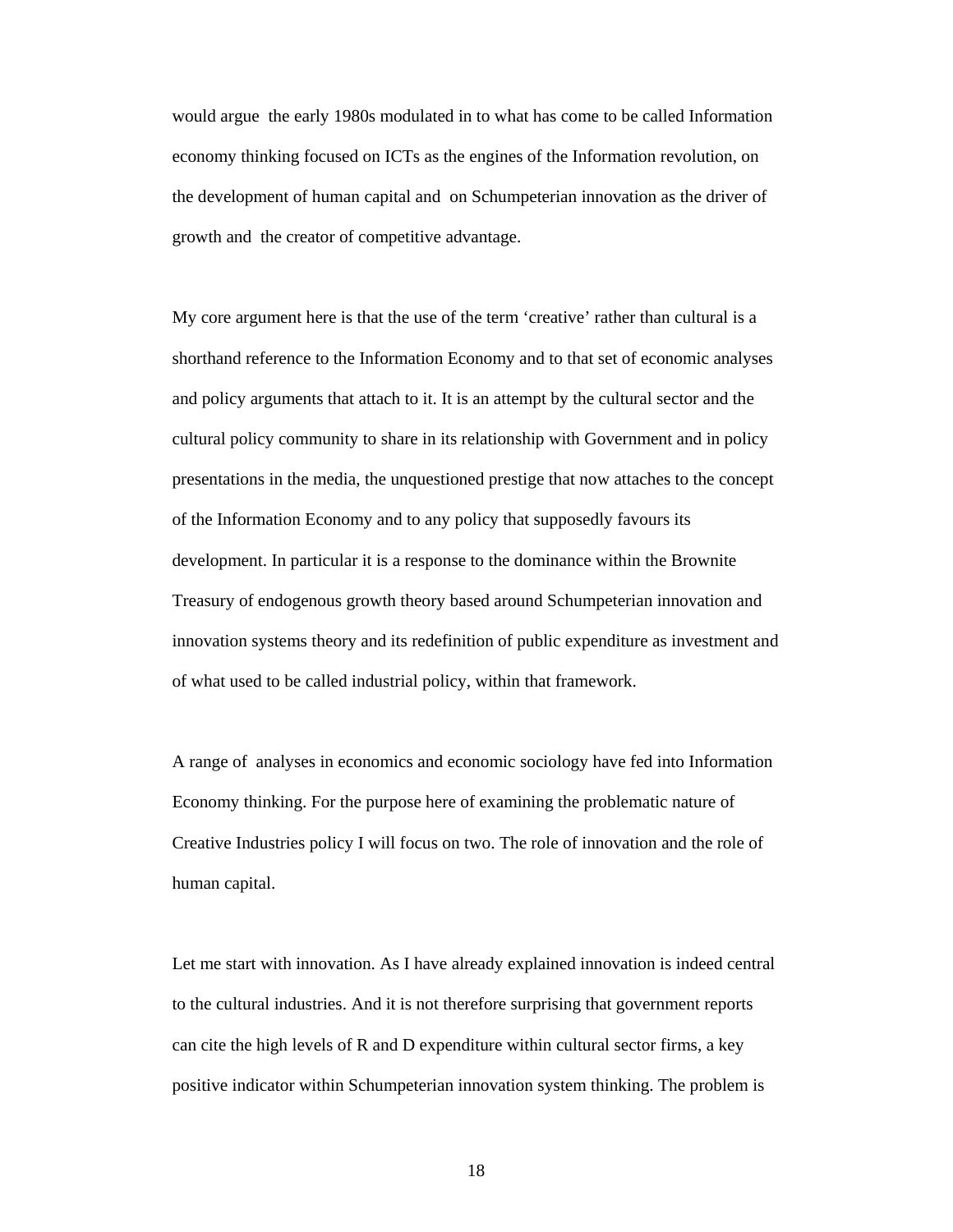would argue the early 1980s modulated in to what has come to be called Information economy thinking focused on ICTs as the engines of the Information revolution, on the development of human capital and on Schumpeterian innovation as the driver of growth and the creator of competitive advantage.

My core argument here is that the use of the term 'creative' rather than cultural is a shorthand reference to the Information Economy and to that set of economic analyses and policy arguments that attach to it. It is an attempt by the cultural sector and the cultural policy community to share in its relationship with Government and in policy presentations in the media, the unquestioned prestige that now attaches to the concept of the Information Economy and to any policy that supposedly favours its development. In particular it is a response to the dominance within the Brownite Treasury of endogenous growth theory based around Schumpeterian innovation and innovation systems theory and its redefinition of public expenditure as investment and of what used to be called industrial policy, within that framework.

A range of analyses in economics and economic sociology have fed into Information Economy thinking. For the purpose here of examining the problematic nature of Creative Industries policy I will focus on two. The role of innovation and the role of human capital.

Let me start with innovation. As I have already explained innovation is indeed central to the cultural industries. And it is not therefore surprising that government reports can cite the high levels of R and D expenditure within cultural sector firms, a key positive indicator within Schumpeterian innovation system thinking. The problem is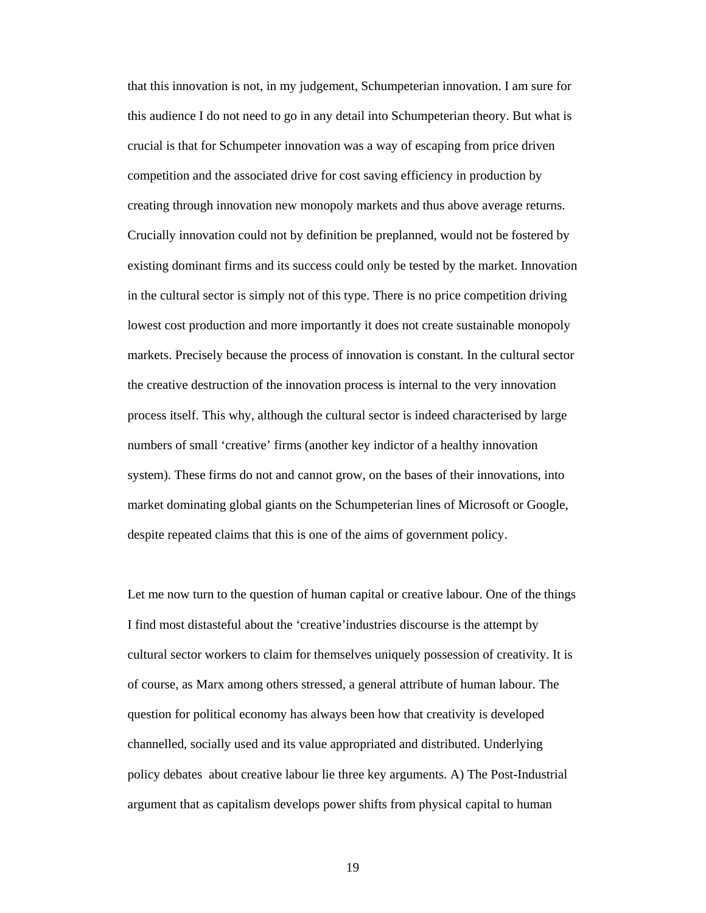that this innovation is not, in my judgement, Schumpeterian innovation. I am sure for this audience I do not need to go in any detail into Schumpeterian theory. But what is crucial is that for Schumpeter innovation was a way of escaping from price driven competition and the associated drive for cost saving efficiency in production by creating through innovation new monopoly markets and thus above average returns. Crucially innovation could not by definition be preplanned, would not be fostered by existing dominant firms and its success could only be tested by the market. Innovation in the cultural sector is simply not of this type. There is no price competition driving lowest cost production and more importantly it does not create sustainable monopoly markets. Precisely because the process of innovation is constant. In the cultural sector the creative destruction of the innovation process is internal to the very innovation process itself. This why, although the cultural sector is indeed characterised by large numbers of small 'creative' firms (another key indictor of a healthy innovation system). These firms do not and cannot grow, on the bases of their innovations, into market dominating global giants on the Schumpeterian lines of Microsoft or Google, despite repeated claims that this is one of the aims of government policy.

Let me now turn to the question of human capital or creative labour. One of the things I find most distasteful about the 'creative'industries discourse is the attempt by cultural sector workers to claim for themselves uniquely possession of creativity. It is of course, as Marx among others stressed, a general attribute of human labour. The question for political economy has always been how that creativity is developed channelled, socially used and its value appropriated and distributed. Underlying policy debates about creative labour lie three key arguments. A) The Post-Industrial argument that as capitalism develops power shifts from physical capital to human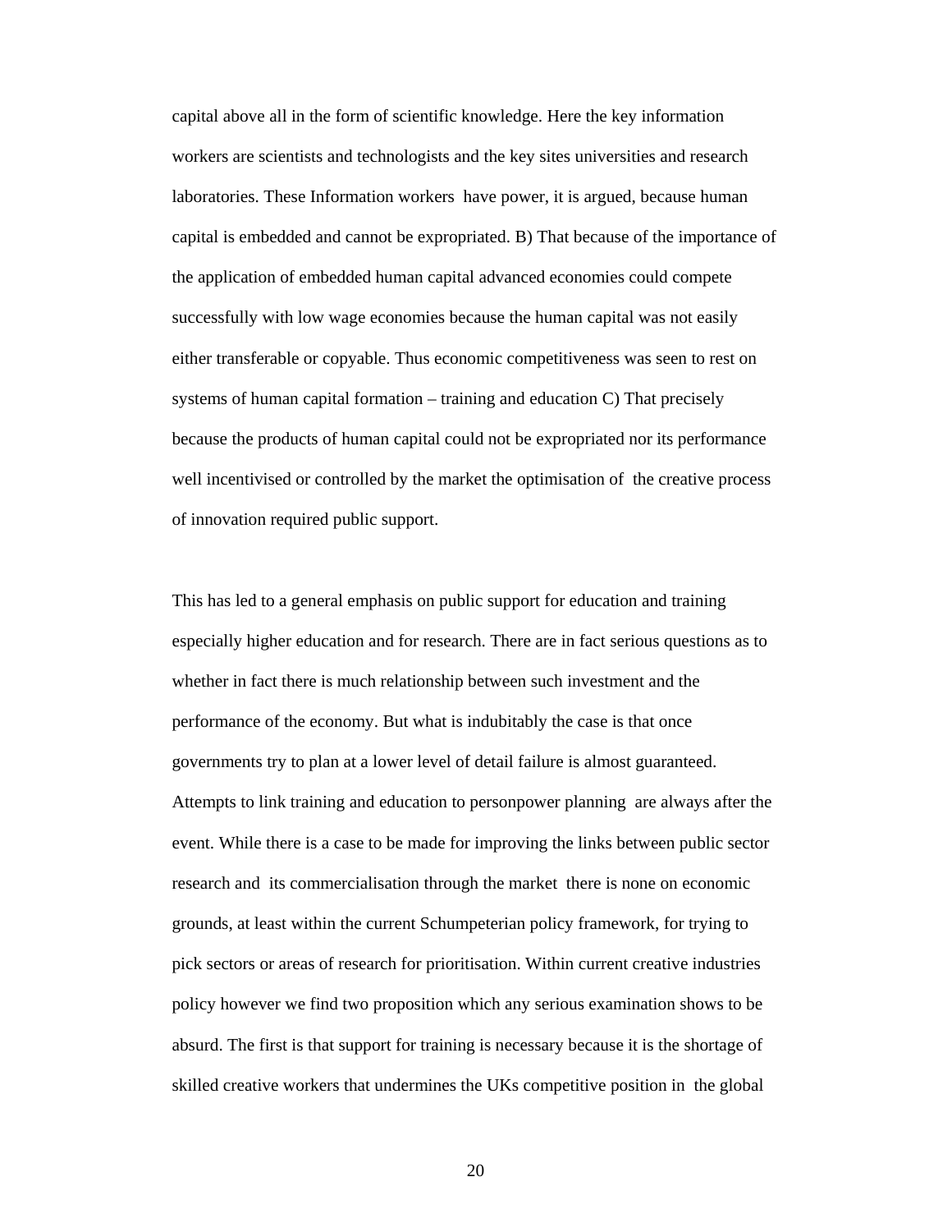capital above all in the form of scientific knowledge. Here the key information workers are scientists and technologists and the key sites universities and research laboratories. These Information workers have power, it is argued, because human capital is embedded and cannot be expropriated. B) That because of the importance of the application of embedded human capital advanced economies could compete successfully with low wage economies because the human capital was not easily either transferable or copyable. Thus economic competitiveness was seen to rest on systems of human capital formation – training and education C) That precisely because the products of human capital could not be expropriated nor its performance well incentivised or controlled by the market the optimisation of the creative process of innovation required public support.

This has led to a general emphasis on public support for education and training especially higher education and for research. There are in fact serious questions as to whether in fact there is much relationship between such investment and the performance of the economy. But what is indubitably the case is that once governments try to plan at a lower level of detail failure is almost guaranteed. Attempts to link training and education to personpower planning are always after the event. While there is a case to be made for improving the links between public sector research and its commercialisation through the market there is none on economic grounds, at least within the current Schumpeterian policy framework, for trying to pick sectors or areas of research for prioritisation. Within current creative industries policy however we find two proposition which any serious examination shows to be absurd. The first is that support for training is necessary because it is the shortage of skilled creative workers that undermines the UKs competitive position in the global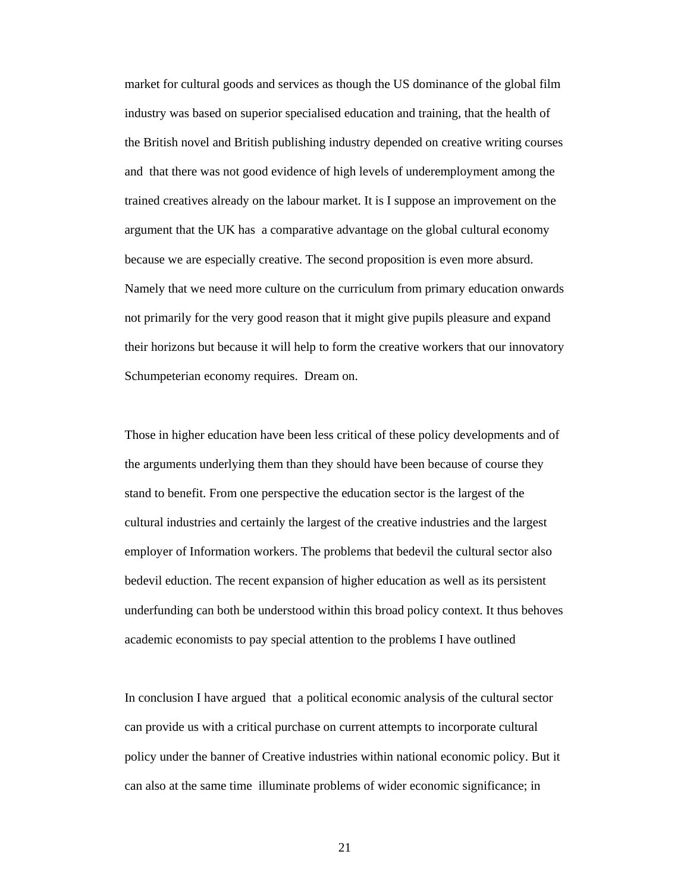market for cultural goods and services as though the US dominance of the global film industry was based on superior specialised education and training, that the health of the British novel and British publishing industry depended on creative writing courses and that there was not good evidence of high levels of underemployment among the trained creatives already on the labour market. It is I suppose an improvement on the argument that the UK has a comparative advantage on the global cultural economy because we are especially creative. The second proposition is even more absurd. Namely that we need more culture on the curriculum from primary education onwards not primarily for the very good reason that it might give pupils pleasure and expand their horizons but because it will help to form the creative workers that our innovatory Schumpeterian economy requires. Dream on.

Those in higher education have been less critical of these policy developments and of the arguments underlying them than they should have been because of course they stand to benefit. From one perspective the education sector is the largest of the cultural industries and certainly the largest of the creative industries and the largest employer of Information workers. The problems that bedevil the cultural sector also bedevil eduction. The recent expansion of higher education as well as its persistent underfunding can both be understood within this broad policy context. It thus behoves academic economists to pay special attention to the problems I have outlined

In conclusion I have argued that a political economic analysis of the cultural sector can provide us with a critical purchase on current attempts to incorporate cultural policy under the banner of Creative industries within national economic policy. But it can also at the same time illuminate problems of wider economic significance; in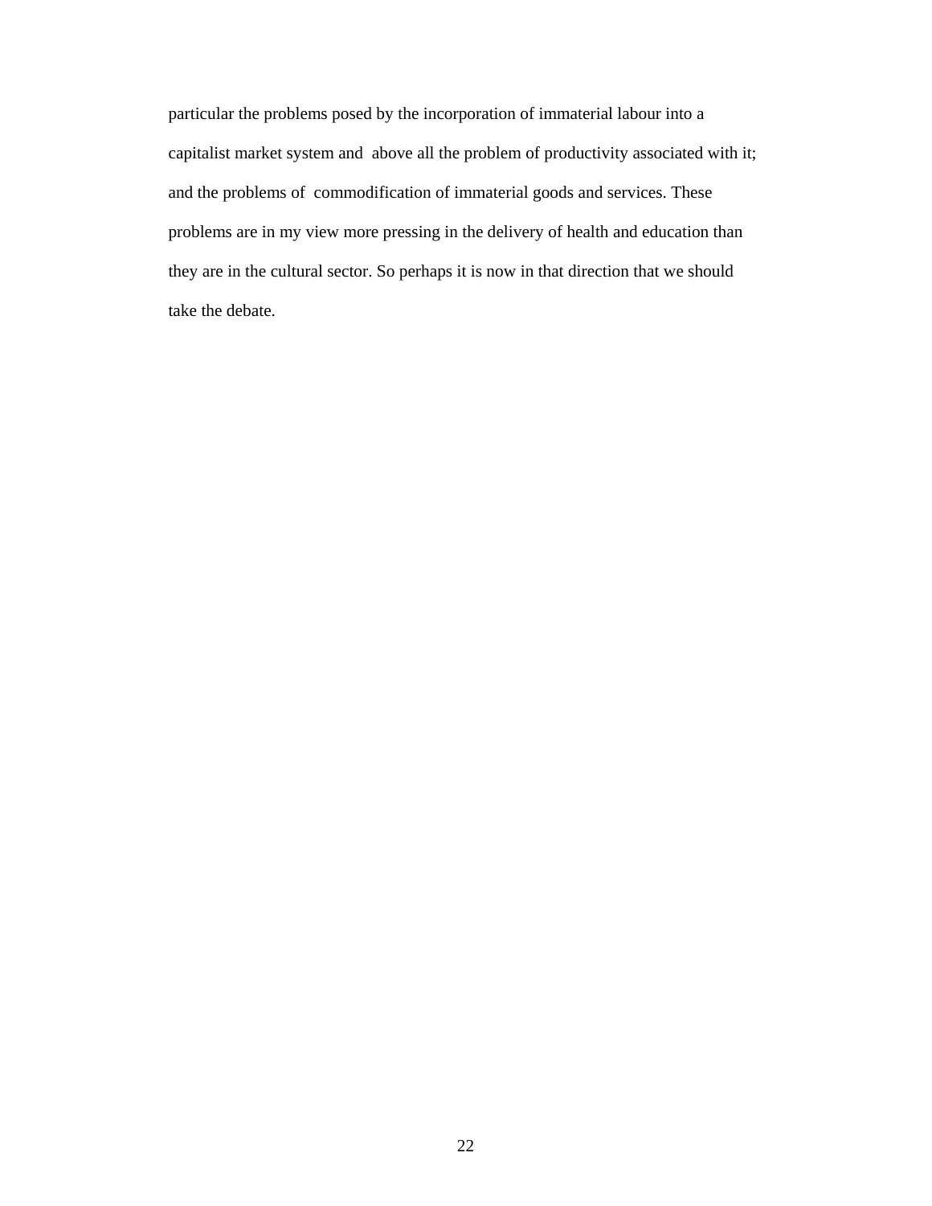particular the problems posed by the incorporation of immaterial labour into a capitalist market system and above all the problem of productivity associated with it; and the problems of commodification of immaterial goods and services. These problems are in my view more pressing in the delivery of health and education than they are in the cultural sector. So perhaps it is now in that direction that we should take the debate.